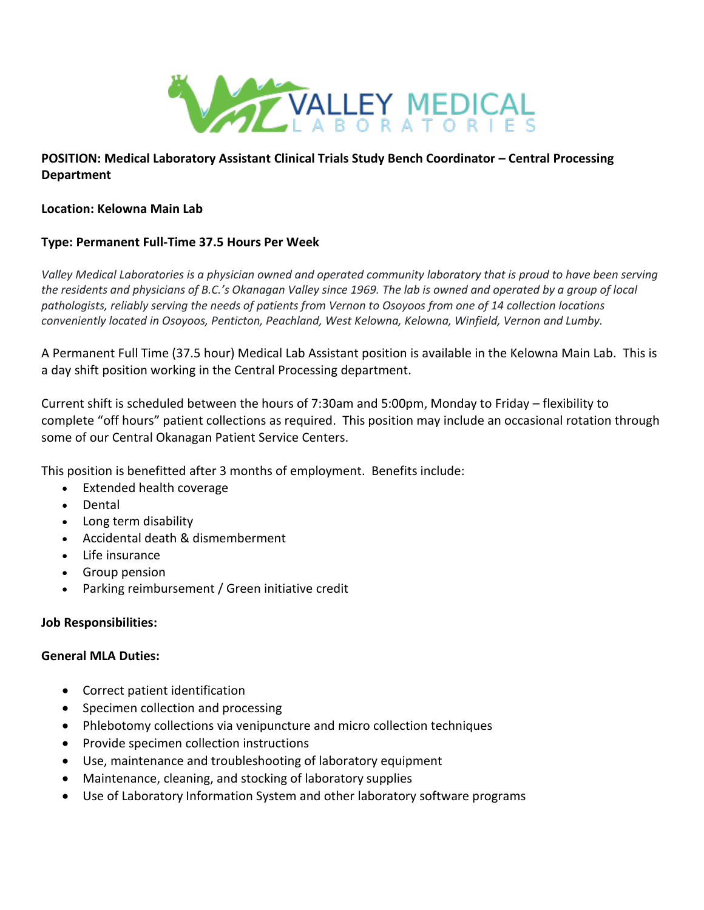VALLEY MEDICAL LABORATORIES

**POSITION: Medical Laboratory Assistant Clinical Trials Study Bench Coordinator – Central Processing Department**

**Location: Kelowna Main Lab**

**Type: Permanent Full-Time 37.5 Hours Per Week**

*Valley Medical Laboratories is a physician owned and operated community laboratory that is proud to have been serving the residents and physicians of B.C.'s Okanagan Valley since 1969. The lab is owned and operated by a group of local pathologists, reliably serving the needs of patients from Vernon to Osoyoos from one of 14 collection locations conveniently located in Osoyoos, Penticton, Peachland, West Kelowna, Kelowna, Winfield, Vernon and Lumby.*

A Permanent Full Time (37.5 hour) Medical Lab Assistant position is available in the Kelowna Main Lab. This is a day shift position working in the Central Processing department.

Current shift is scheduled between the hours of 7:30am and 5:00pm, Monday to Friday – flexibility to complete "off hours" patient collections as required. This position may include an occasional rotation through some of our Central Okanagan Patient Service Centers.

This position is benefitted after 3 months of employment. Benefits include:

- Extended health coverage
- Dental
- Long term disability
- Accidental death & dismemberment
- Life insurance
- Group pension
- Parking reimbursement / Green initiative credit

**Job Responsibilities:**

**General MLA Duties:**

- Correct patient identification
- Specimen collection and processing
- Phlebotomy collections via venipuncture and micro collection techniques
- Provide specimen collection instructions
- Use, maintenance and troubleshooting of laboratory equipment
- Maintenance, cleaning, and stocking of laboratory supplies
- Use of Laboratory Information System and other laboratory software programs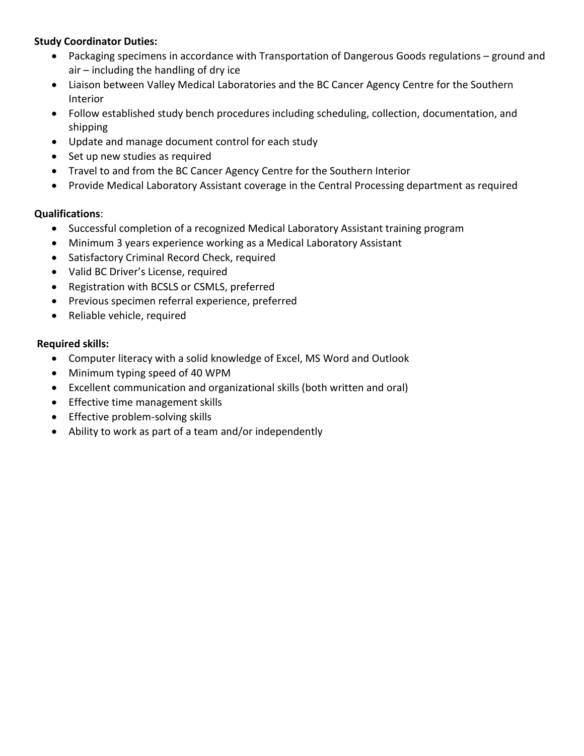**Study Coordinator Duties:**

- Packaging specimens in accordance with Transportation of Dangerous Goods regulations – ground and air – including the handling of dry ice
- Liaison between Valley Medical Laboratories and the BC Cancer Agency Centre for the Southern Interior
- Follow established study bench procedures including scheduling, collection, documentation, and shipping
- Update and manage document control for each study
- Set up new studies as required
- Travel to and from the BC Cancer Agency Centre for the Southern Interior
- Provide Medical Laboratory Assistant coverage in the Central Processing department as required

**Qualifications**:

- Successful completion of a recognized Medical Laboratory Assistant training program
- Minimum 3 years experience working as a Medical Laboratory Assistant
- Satisfactory Criminal Record Check, required
- Valid BC Driver's License, required
- Registration with BCSLS or CSMLS, preferred
- Previous specimen referral experience, preferred
- Reliable vehicle, required

**Required skills:**

- Computer literacy with a solid knowledge of Excel, MS Word and Outlook
- Minimum typing speed of 40 WPM
- Excellent communication and organizational skills (both written and oral)
- Effective time management skills
- Effective problem-solving skills
- Ability to work as part of a team and/or independently